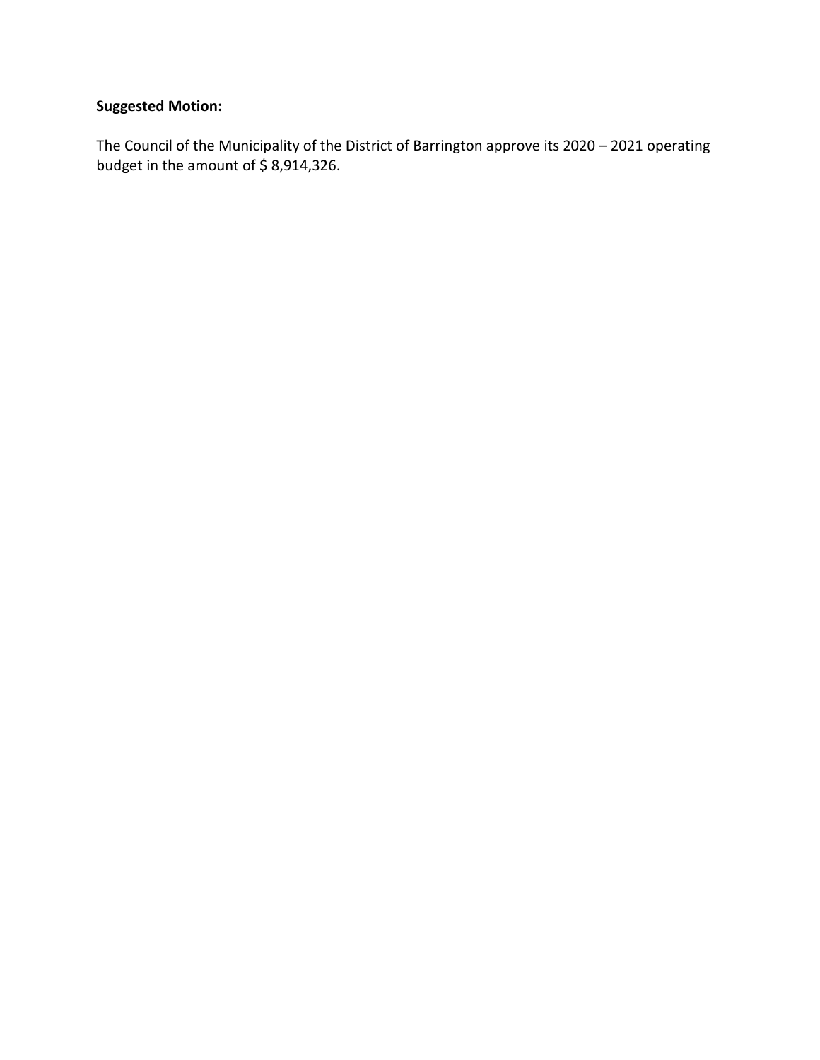**Suggested Motion:**

The Council of the Municipality of the District of Barrington approve its 2020 – 2021 operating budget in the amount of $ 8,914,326.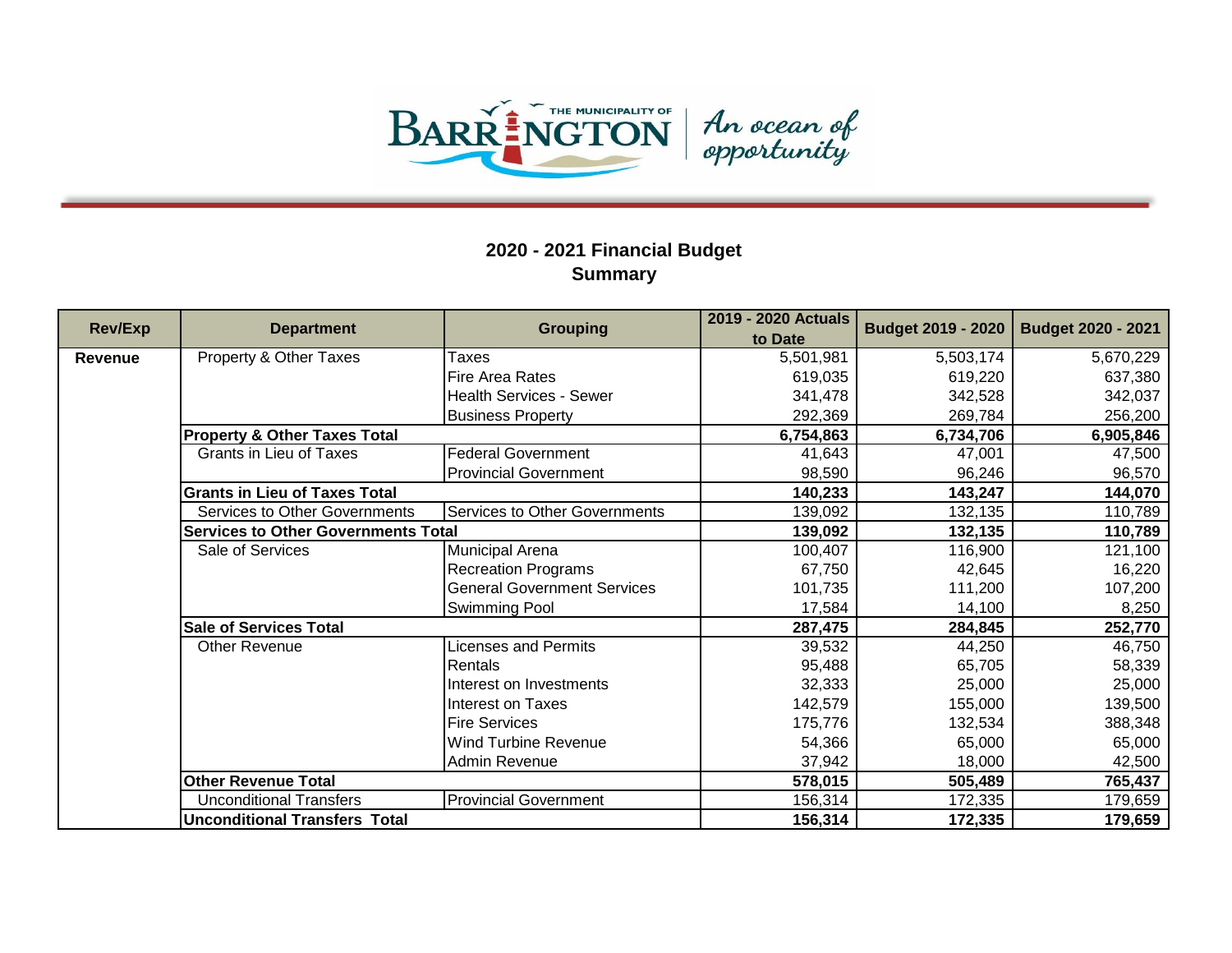THE MUNICIPALITY OF BARRINGTON — An ocean of opportunity

## 2020 - 2021 Financial Budget
## Summary

| Rev/Exp | Department | Grouping | 2019 - 2020 Actuals to Date | Budget 2019 - 2020 | Budget 2020 - 2021 |
|---|---|---|---|---|---|
| **Revenue** | Property & Other Taxes | Taxes | 5,501,981 | 5,503,174 | 5,670,229 |
| | | Fire Area Rates | 619,035 | 619,220 | 637,380 |
| | | Health Services - Sewer | 341,478 | 342,528 | 342,037 |
| | | Business Property | 292,369 | 269,784 | 256,200 |
| | **Property & Other Taxes Total** | | **6,754,863** | **6,734,706** | **6,905,846** |
| | Grants in Lieu of Taxes | Federal Government | 41,643 | 47,001 | 47,500 |
| | | Provincial Government | 98,590 | 96,246 | 96,570 |
| | **Grants in Lieu of Taxes Total** | | **140,233** | **143,247** | **144,070** |
| | Services to Other Governments | Services to Other Governments | 139,092 | 132,135 | 110,789 |
| | **Services to Other Governments Total** | | **139,092** | **132,135** | **110,789** |
| | Sale of Services | Municipal Arena | 100,407 | 116,900 | 121,100 |
| | | Recreation Programs | 67,750 | 42,645 | 16,220 |
| | | General Government Services | 101,735 | 111,200 | 107,200 |
| | | Swimming Pool | 17,584 | 14,100 | 8,250 |
| | **Sale of Services Total** | | **287,475** | **284,845** | **252,770** |
| | Other Revenue | Licenses and Permits | 39,532 | 44,250 | 46,750 |
| | | Rentals | 95,488 | 65,705 | 58,339 |
| | | Interest on Investments | 32,333 | 25,000 | 25,000 |
| | | Interest on Taxes | 142,579 | 155,000 | 139,500 |
| | | Fire Services | 175,776 | 132,534 | 388,348 |
| | | Wind Turbine Revenue | 54,366 | 65,000 | 65,000 |
| | | Admin Revenue | 37,942 | 18,000 | 42,500 |
| | **Other Revenue Total** | | **578,015** | **505,489** | **765,437** |
| | Unconditional Transfers | Provincial Government | 156,314 | 172,335 | 179,659 |
| | **Unconditional Transfers Total** | | **156,314** | **172,335** | **179,659** |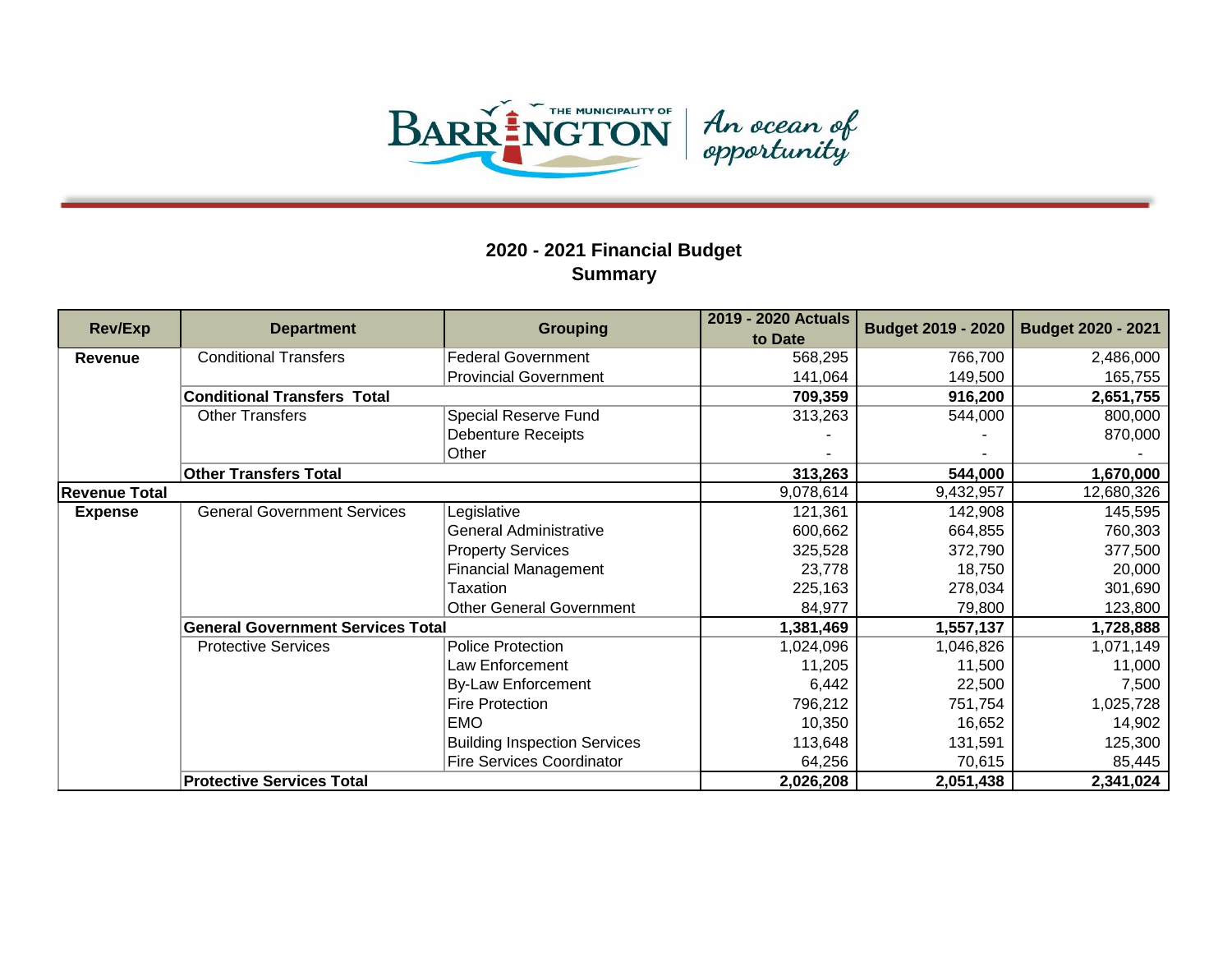## 2020 - 2021 Financial Budget
## Summary

| Rev/Exp | Department | Grouping | 2019 - 2020 Actuals to Date | Budget 2019 - 2020 | Budget 2020 - 2021 |
|---|---|---|---|---|---|
| **Revenue** | Conditional Transfers | Federal Government | 568,295 | 766,700 | 2,486,000 |
| | | Provincial Government | 141,064 | 149,500 | 165,755 |
| | **Conditional Transfers Total** | | **709,359** | **916,200** | **2,651,755** |
| | Other Transfers | Special Reserve Fund | 313,263 | 544,000 | 800,000 |
| | | Debenture Receipts | - | - | 870,000 |
| | | Other | - | - | - |
| | **Other Transfers Total** | | **313,263** | **544,000** | **1,670,000** |
| **Revenue Total** | | | 9,078,614 | 9,432,957 | 12,680,326 |
| **Expense** | General Government Services | Legislative | 121,361 | 142,908 | 145,595 |
| | | General Administrative | 600,662 | 664,855 | 760,303 |
| | | Property Services | 325,528 | 372,790 | 377,500 |
| | | Financial Management | 23,778 | 18,750 | 20,000 |
| | | Taxation | 225,163 | 278,034 | 301,690 |
| | | Other General Government | 84,977 | 79,800 | 123,800 |
| | **General Government Services Total** | | **1,381,469** | **1,557,137** | **1,728,888** |
| | Protective Services | Police Protection | 1,024,096 | 1,046,826 | 1,071,149 |
| | | Law Enforcement | 11,205 | 11,500 | 11,000 |
| | | By-Law Enforcement | 6,442 | 22,500 | 7,500 |
| | | Fire Protection | 796,212 | 751,754 | 1,025,728 |
| | | EMO | 10,350 | 16,652 | 14,902 |
| | | Building Inspection Services | 113,648 | 131,591 | 125,300 |
| | | Fire Services Coordinator | 64,256 | 70,615 | 85,445 |
| | **Protective Services Total** | | **2,026,208** | **2,051,438** | **2,341,024** |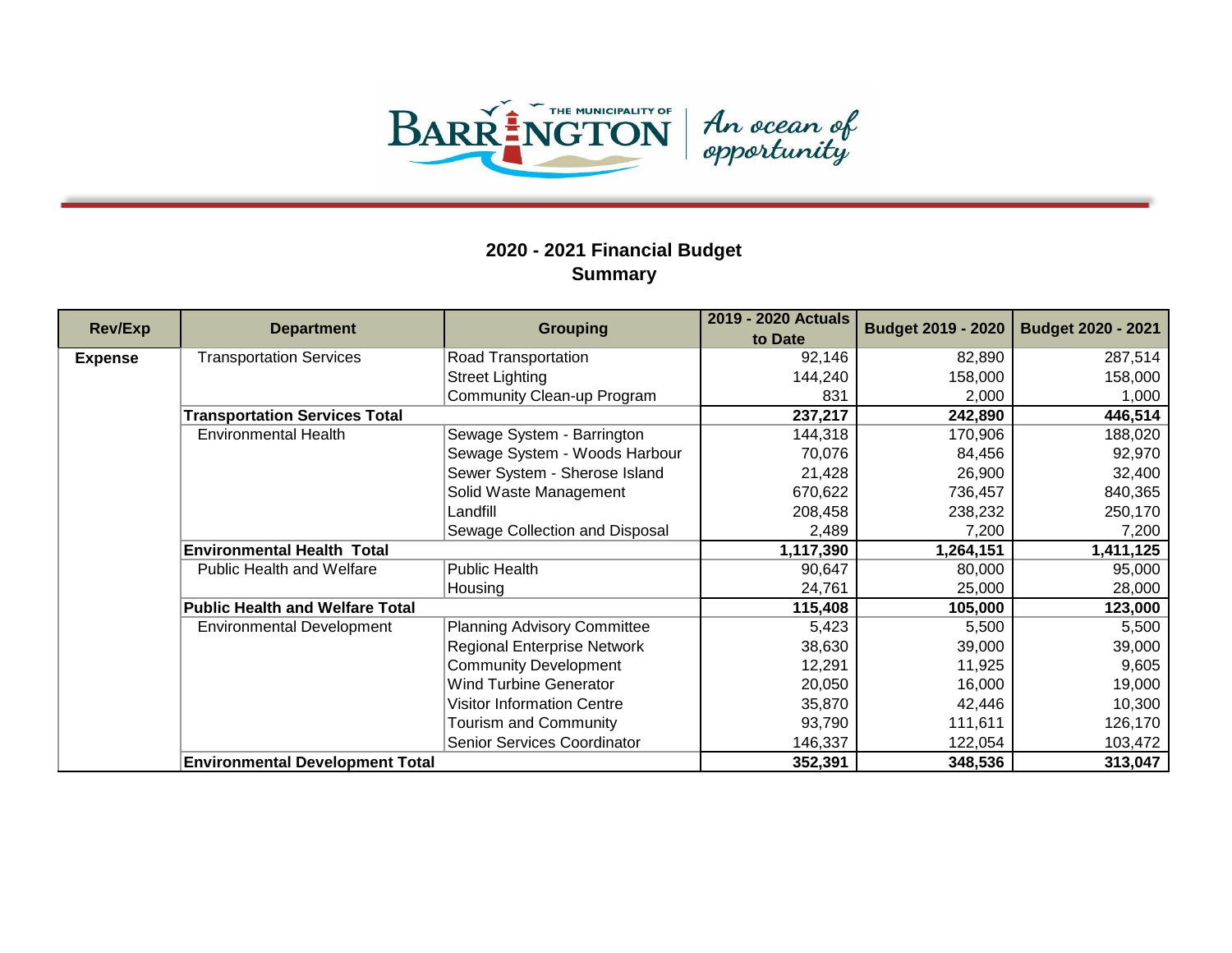THE MUNICIPALITY OF BARRINGTON | An ocean of opportunity

## 2020 - 2021 Financial Budget
## Summary

| Rev/Exp | Department | Grouping | 2019 - 2020 Actuals to Date | Budget 2019 - 2020 | Budget 2020 - 2021 |
|---|---|---|---|---|---|
| **Expense** | Transportation Services | Road Transportation | 92,146 | 82,890 | 287,514 |
| | | Street Lighting | 144,240 | 158,000 | 158,000 |
| | | Community Clean-up Program | 831 | 2,000 | 1,000 |
| | **Transportation Services Total** | | **237,217** | **242,890** | **446,514** |
| | Environmental Health | Sewage System - Barrington | 144,318 | 170,906 | 188,020 |
| | | Sewage System - Woods Harbour | 70,076 | 84,456 | 92,970 |
| | | Sewer System - Sherose Island | 21,428 | 26,900 | 32,400 |
| | | Solid Waste Management | 670,622 | 736,457 | 840,365 |
| | | Landfill | 208,458 | 238,232 | 250,170 |
| | | Sewage Collection and Disposal | 2,489 | 7,200 | 7,200 |
| | **Environmental Health Total** | | **1,117,390** | **1,264,151** | **1,411,125** |
| | Public Health and Welfare | Public Health | 90,647 | 80,000 | 95,000 |
| | | Housing | 24,761 | 25,000 | 28,000 |
| | **Public Health and Welfare Total** | | **115,408** | **105,000** | **123,000** |
| | Environmental Development | Planning Advisory Committee | 5,423 | 5,500 | 5,500 |
| | | Regional Enterprise Network | 38,630 | 39,000 | 39,000 |
| | | Community Development | 12,291 | 11,925 | 9,605 |
| | | Wind Turbine Generator | 20,050 | 16,000 | 19,000 |
| | | Visitor Information Centre | 35,870 | 42,446 | 10,300 |
| | | Tourism and Community | 93,790 | 111,611 | 126,170 |
| | | Senior Services Coordinator | 146,337 | 122,054 | 103,472 |
| | **Environmental Development Total** | | **352,391** | **348,536** | **313,047** |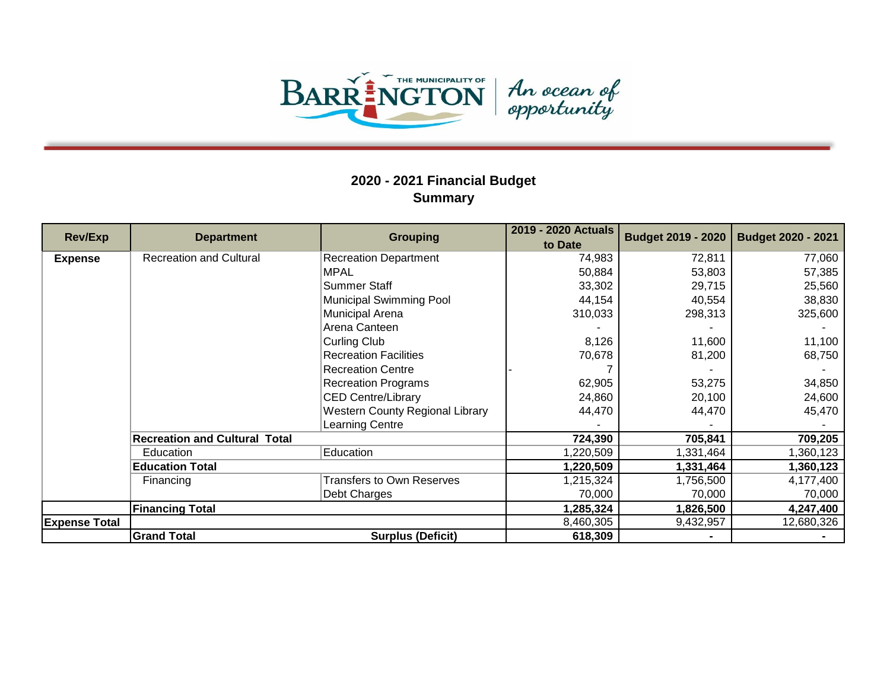THE MUNICIPALITY OF BARRINGTON | An ocean of opportunity

## 2020 - 2021 Financial Budget
## Summary

| Rev/Exp | Department | Grouping | 2019 - 2020 Actuals to Date | Budget 2019 - 2020 | Budget 2020 - 2021 |
|---|---|---|---|---|---|
| **Expense** | Recreation and Cultural | Recreation Department | 74,983 | 72,811 | 77,060 |
| | | MPAL | 50,884 | 53,803 | 57,385 |
| | | Summer Staff | 33,302 | 29,715 | 25,560 |
| | | Municipal Swimming Pool | 44,154 | 40,554 | 38,830 |
| | | Municipal Arena | 310,033 | 298,313 | 325,600 |
| | | Arena Canteen | - | - | - |
| | | Curling Club | 8,126 | 11,600 | 11,100 |
| | | Recreation Facilities | 70,678 | 81,200 | 68,750 |
| | | Recreation Centre | - 7 | - | - |
| | | Recreation Programs | 62,905 | 53,275 | 34,850 |
| | | CED Centre/Library | 24,860 | 20,100 | 24,600 |
| | | Western County Regional Library | 44,470 | 44,470 | 45,470 |
| | | Learning Centre | - | - | - |
| | **Recreation and Cultural Total** | | **724,390** | **705,841** | **709,205** |
| | Education | Education | 1,220,509 | 1,331,464 | 1,360,123 |
| | **Education Total** | | **1,220,509** | **1,331,464** | **1,360,123** |
| | Financing | Transfers to Own Reserves | 1,215,324 | 1,756,500 | 4,177,400 |
| | | Debt Charges | 70,000 | 70,000 | 70,000 |
| | **Financing Total** | | **1,285,324** | **1,826,500** | **4,247,400** |
| **Expense Total** | | | 8,460,305 | 9,432,957 | 12,680,326 |
| | **Grand Total** | **Surplus (Deficit)** | **618,309** | **-** | **-** |